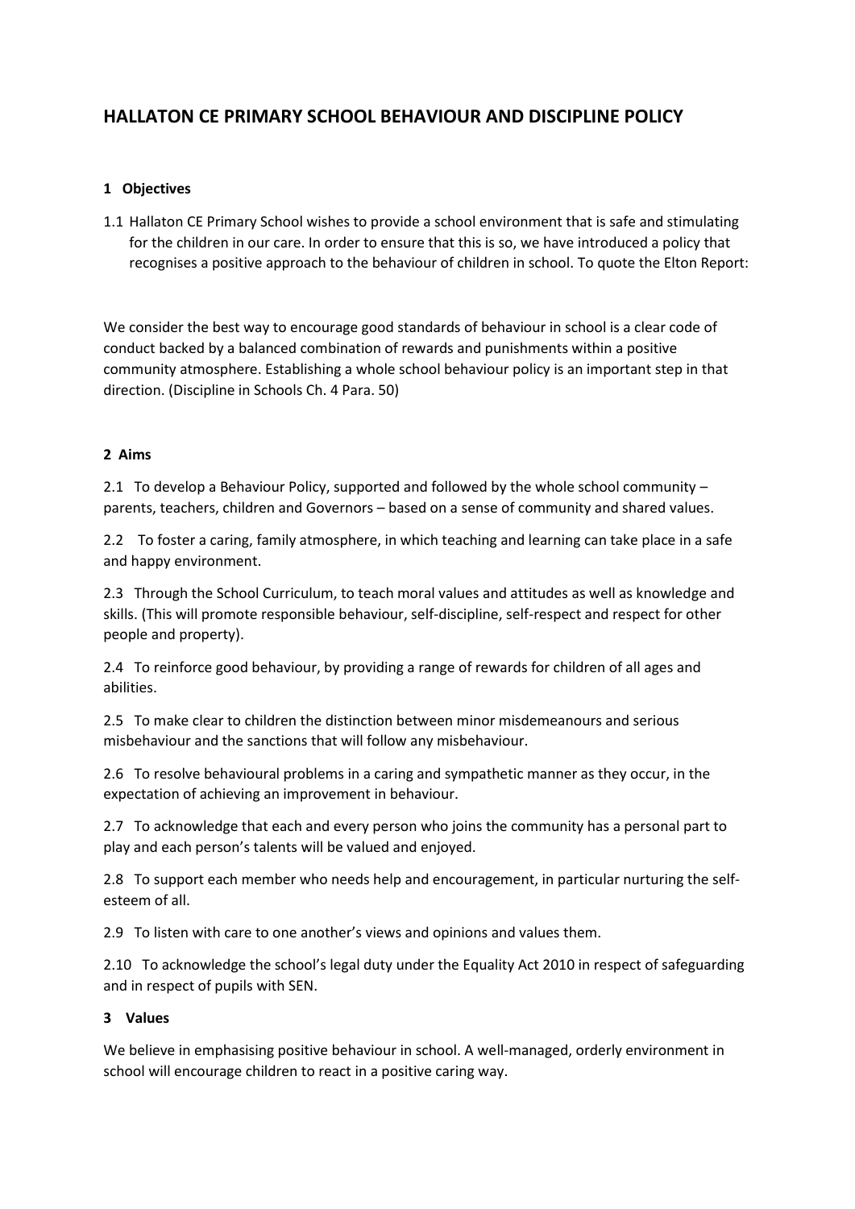# HALLATON CE PRIMARY SCHOOL BEHAVIOUR AND DISCIPLINE POLICY

**1 Objectives**

1.1 Hallaton CE Primary School wishes to provide a school environment that is safe and stimulating for the children in our care. In order to ensure that this is so, we have introduced a policy that recognises a positive approach to the behaviour of children in school. To quote the Elton Report:

We consider the best way to encourage good standards of behaviour in school is a clear code of conduct backed by a balanced combination of rewards and punishments within a positive community atmosphere. Establishing a whole school behaviour policy is an important step in that direction. (Discipline in Schools Ch. 4 Para. 50)

**2 Aims**

2.1 To develop a Behaviour Policy, supported and followed by the whole school community – parents, teachers, children and Governors – based on a sense of community and shared values.

2.2 To foster a caring, family atmosphere, in which teaching and learning can take place in a safe and happy environment.

2.3 Through the School Curriculum, to teach moral values and attitudes as well as knowledge and skills. (This will promote responsible behaviour, self-discipline, self-respect and respect for other people and property).

2.4 To reinforce good behaviour, by providing a range of rewards for children of all ages and abilities.

2.5 To make clear to children the distinction between minor misdemeanours and serious misbehaviour and the sanctions that will follow any misbehaviour.

2.6 To resolve behavioural problems in a caring and sympathetic manner as they occur, in the expectation of achieving an improvement in behaviour.

2.7 To acknowledge that each and every person who joins the community has a personal part to play and each person's talents will be valued and enjoyed.

2.8 To support each member who needs help and encouragement, in particular nurturing the self-esteem of all.

2.9 To listen with care to one another's views and opinions and values them.

2.10 To acknowledge the school's legal duty under the Equality Act 2010 in respect of safeguarding and in respect of pupils with SEN.

**3 Values**

We believe in emphasising positive behaviour in school. A well-managed, orderly environment in school will encourage children to react in a positive caring way.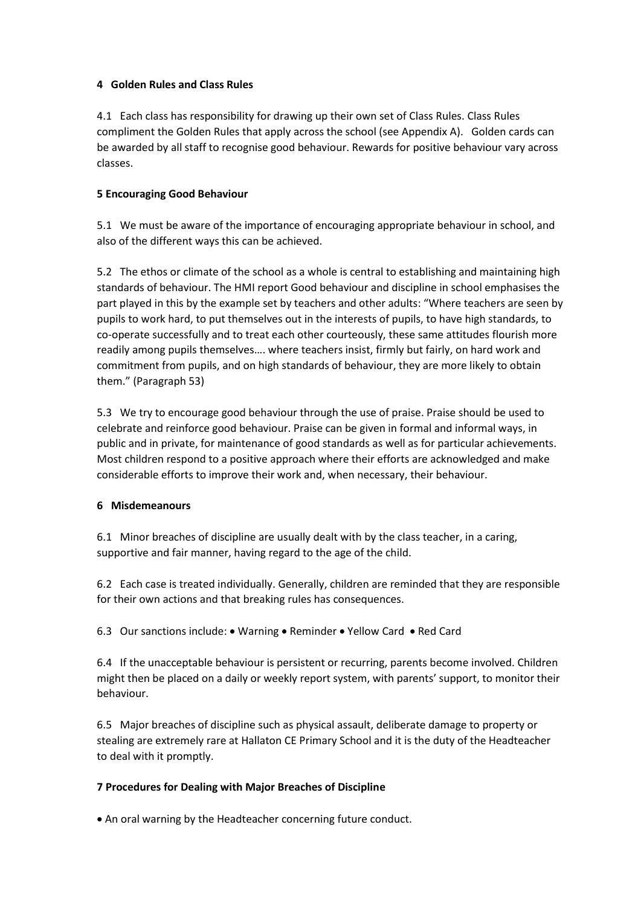## 4 Golden Rules and Class Rules

4.1 Each class has responsibility for drawing up their own set of Class Rules. Class Rules compliment the Golden Rules that apply across the school (see Appendix A). Golden cards can be awarded by all staff to recognise good behaviour. Rewards for positive behaviour vary across classes.

## 5 Encouraging Good Behaviour

5.1 We must be aware of the importance of encouraging appropriate behaviour in school, and also of the different ways this can be achieved.

5.2 The ethos or climate of the school as a whole is central to establishing and maintaining high standards of behaviour. The HMI report Good behaviour and discipline in school emphasises the part played in this by the example set by teachers and other adults: "Where teachers are seen by pupils to work hard, to put themselves out in the interests of pupils, to have high standards, to co-operate successfully and to treat each other courteously, these same attitudes flourish more readily among pupils themselves…. where teachers insist, firmly but fairly, on hard work and commitment from pupils, and on high standards of behaviour, they are more likely to obtain them." (Paragraph 53)

5.3 We try to encourage good behaviour through the use of praise. Praise should be used to celebrate and reinforce good behaviour. Praise can be given in formal and informal ways, in public and in private, for maintenance of good standards as well as for particular achievements. Most children respond to a positive approach where their efforts are acknowledged and make considerable efforts to improve their work and, when necessary, their behaviour.

## 6 Misdemeanours

6.1 Minor breaches of discipline are usually dealt with by the class teacher, in a caring, supportive and fair manner, having regard to the age of the child.

6.2 Each case is treated individually. Generally, children are reminded that they are responsible for their own actions and that breaking rules has consequences.

6.3 Our sanctions include: • Warning • Reminder • Yellow Card • Red Card

6.4 If the unacceptable behaviour is persistent or recurring, parents become involved. Children might then be placed on a daily or weekly report system, with parents' support, to monitor their behaviour.

6.5 Major breaches of discipline such as physical assault, deliberate damage to property or stealing are extremely rare at Hallaton CE Primary School and it is the duty of the Headteacher to deal with it promptly.

## 7 Procedures for Dealing with Major Breaches of Discipline

- An oral warning by the Headteacher concerning future conduct.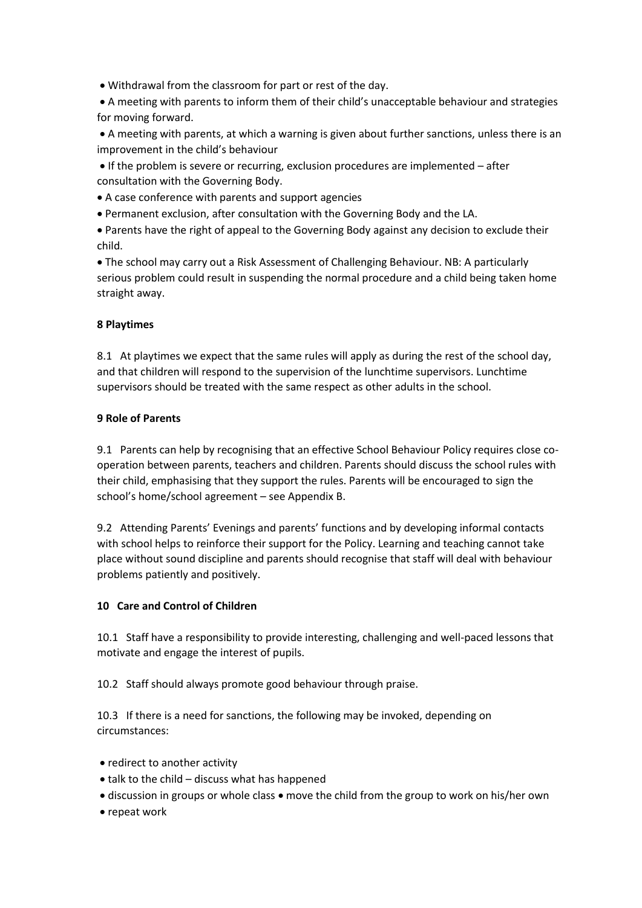- Withdrawal from the classroom for part or rest of the day.
- A meeting with parents to inform them of their child's unacceptable behaviour and strategies for moving forward.
- A meeting with parents, at which a warning is given about further sanctions, unless there is an improvement in the child's behaviour
- If the problem is severe or recurring, exclusion procedures are implemented – after consultation with the Governing Body.
- A case conference with parents and support agencies
- Permanent exclusion, after consultation with the Governing Body and the LA.
- Parents have the right of appeal to the Governing Body against any decision to exclude their child.
- The school may carry out a Risk Assessment of Challenging Behaviour. NB: A particularly serious problem could result in suspending the normal procedure and a child being taken home straight away.

**8 Playtimes**

8.1 At playtimes we expect that the same rules will apply as during the rest of the school day, and that children will respond to the supervision of the lunchtime supervisors. Lunchtime supervisors should be treated with the same respect as other adults in the school.

**9 Role of Parents**

9.1 Parents can help by recognising that an effective School Behaviour Policy requires close co-operation between parents, teachers and children. Parents should discuss the school rules with their child, emphasising that they support the rules. Parents will be encouraged to sign the school's home/school agreement – see Appendix B.

9.2 Attending Parents' Evenings and parents' functions and by developing informal contacts with school helps to reinforce their support for the Policy. Learning and teaching cannot take place without sound discipline and parents should recognise that staff will deal with behaviour problems patiently and positively.

**10 Care and Control of Children**

10.1 Staff have a responsibility to provide interesting, challenging and well-paced lessons that motivate and engage the interest of pupils.

10.2 Staff should always promote good behaviour through praise.

10.3 If there is a need for sanctions, the following may be invoked, depending on circumstances:

- redirect to another activity
- talk to the child – discuss what has happened
- discussion in groups or whole class
- move the child from the group to work on his/her own
- repeat work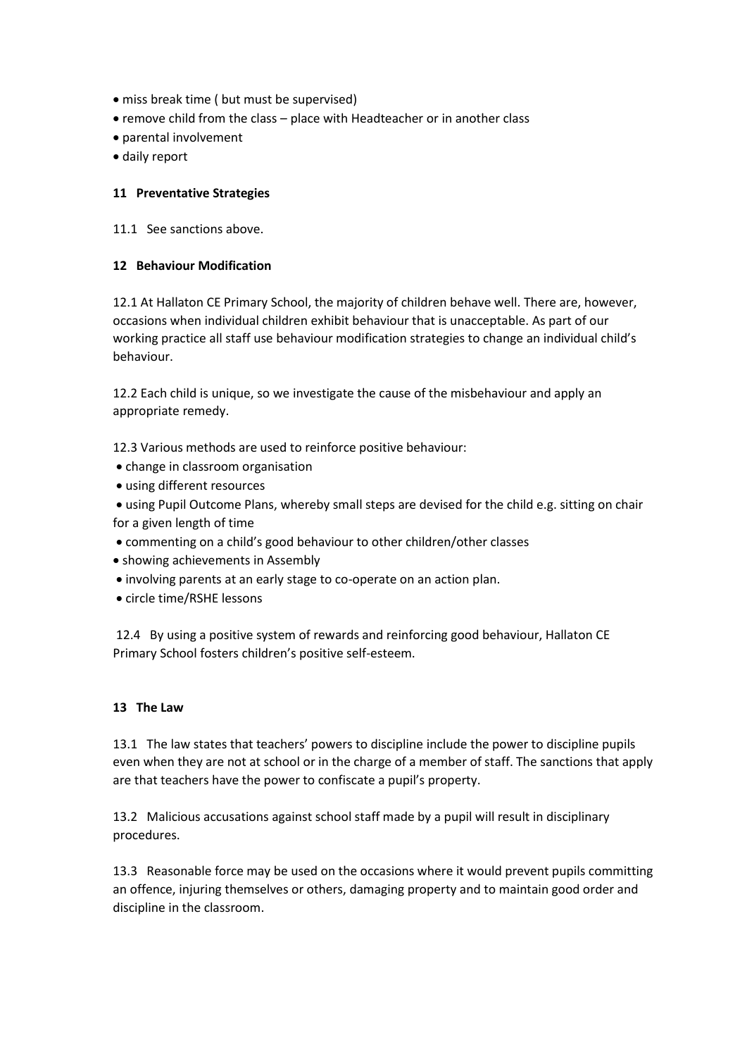- miss break time ( but must be supervised)
- remove child from the class – place with Headteacher or in another class
- parental involvement
- daily report

**11 Preventative Strategies**

11.1 See sanctions above.

**12 Behaviour Modification**

12.1 At Hallaton CE Primary School, the majority of children behave well. There are, however, occasions when individual children exhibit behaviour that is unacceptable. As part of our working practice all staff use behaviour modification strategies to change an individual child's behaviour.

12.2 Each child is unique, so we investigate the cause of the misbehaviour and apply an appropriate remedy.

12.3 Various methods are used to reinforce positive behaviour:

- change in classroom organisation
- using different resources
- using Pupil Outcome Plans, whereby small steps are devised for the child e.g. sitting on chair for a given length of time
- commenting on a child's good behaviour to other children/other classes
- showing achievements in Assembly
- involving parents at an early stage to co-operate on an action plan.
- circle time/RSHE lessons

12.4 By using a positive system of rewards and reinforcing good behaviour, Hallaton CE Primary School fosters children's positive self-esteem.

**13 The Law**

13.1 The law states that teachers' powers to discipline include the power to discipline pupils even when they are not at school or in the charge of a member of staff. The sanctions that apply are that teachers have the power to confiscate a pupil's property.

13.2 Malicious accusations against school staff made by a pupil will result in disciplinary procedures.

13.3 Reasonable force may be used on the occasions where it would prevent pupils committing an offence, injuring themselves or others, damaging property and to maintain good order and discipline in the classroom.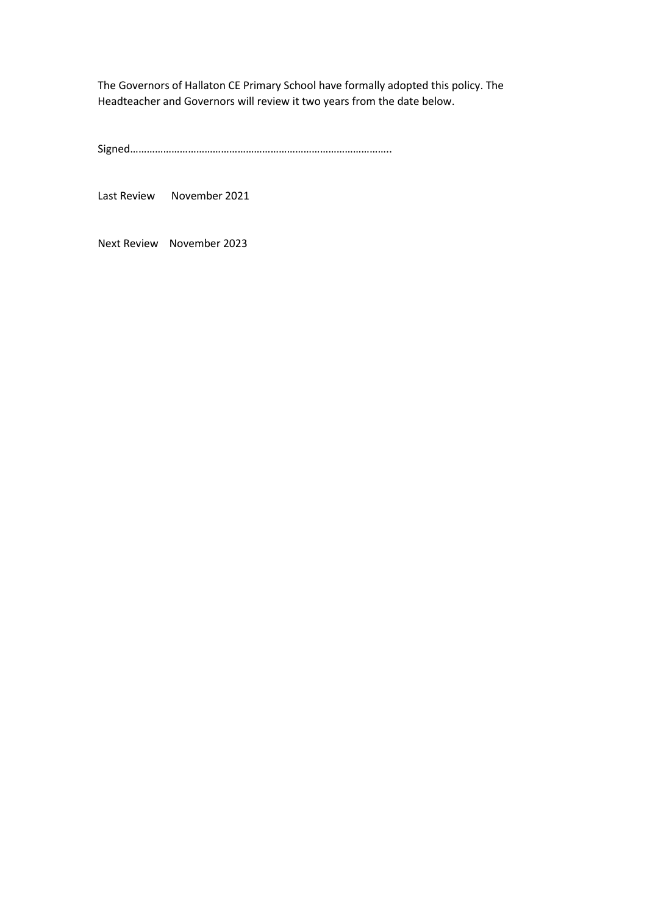The Governors of Hallaton CE Primary School have formally adopted this policy. The Headteacher and Governors will review it two years from the date below.

Signed………………………………………………………………………………..

Last Review November 2021

Next Review November 2023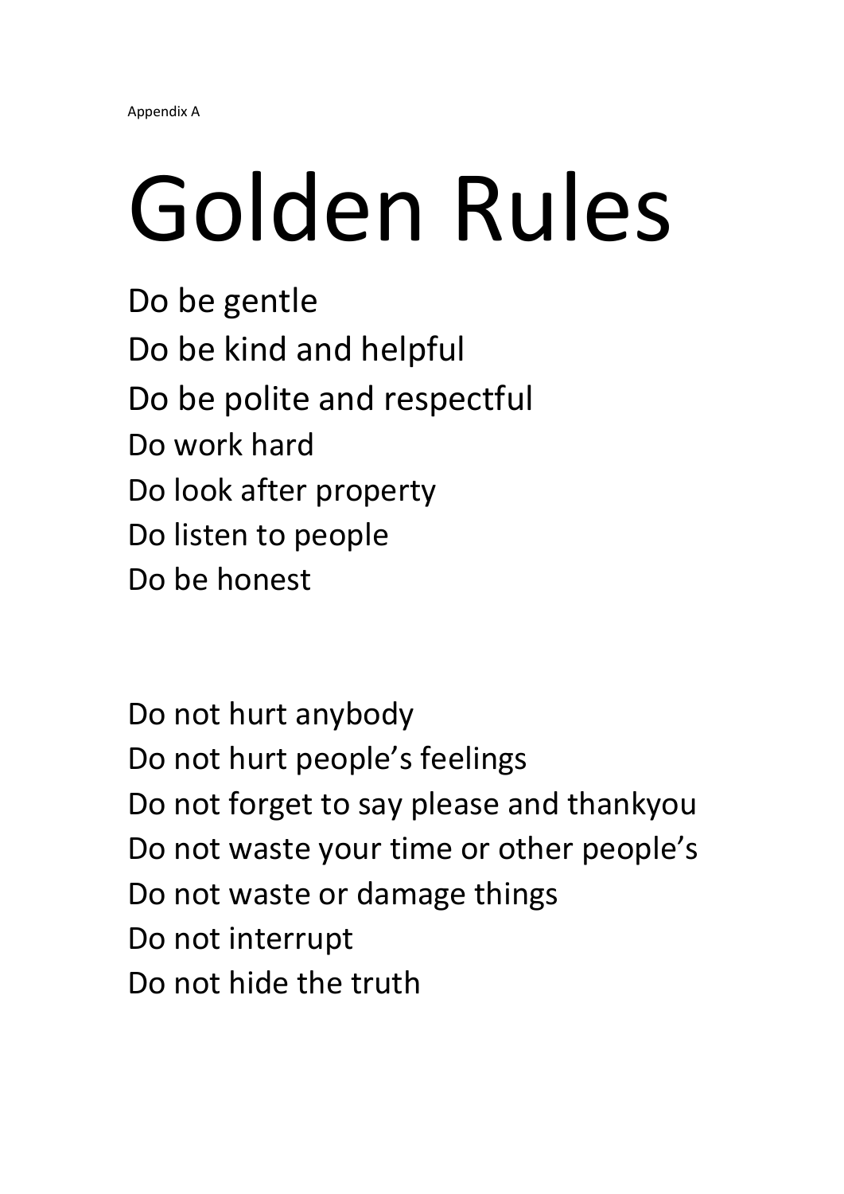Appendix A

# Golden Rules

Do be gentle
Do be kind and helpful
Do be polite and respectful
Do work hard
Do look after property
Do listen to people
Do be honest

Do not hurt anybody
Do not hurt people's feelings
Do not forget to say please and thankyou
Do not waste your time or other people's
Do not waste or damage things
Do not interrupt
Do not hide the truth